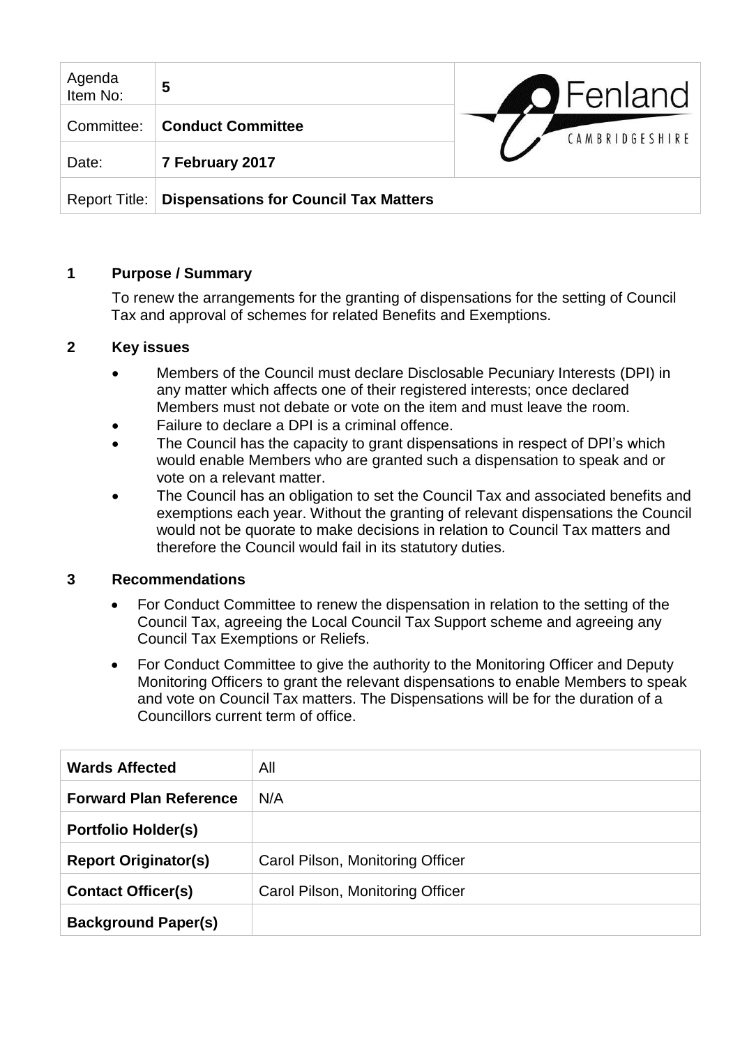| Agenda Item No: | 5 |
|---|---|
| Committee: | **Conduct Committee** |
| Date: | **7 February 2017** |
| Report Title: | **Dispensations for Council Tax Matters** |

Fenland CAMBRIDGESHIRE

## 1 Purpose / Summary

To renew the arrangements for the granting of dispensations for the setting of Council Tax and approval of schemes for related Benefits and Exemptions.

## 2 Key issues

- Members of the Council must declare Disclosable Pecuniary Interests (DPI) in any matter which affects one of their registered interests; once declared Members must not debate or vote on the item and must leave the room.
- Failure to declare a DPI is a criminal offence.
- The Council has the capacity to grant dispensations in respect of DPI's which would enable Members who are granted such a dispensation to speak and or vote on a relevant matter.
- The Council has an obligation to set the Council Tax and associated benefits and exemptions each year. Without the granting of relevant dispensations the Council would not be quorate to make decisions in relation to Council Tax matters and therefore the Council would fail in its statutory duties.

## 3 Recommendations

- For Conduct Committee to renew the dispensation in relation to the setting of the Council Tax, agreeing the Local Council Tax Support scheme and agreeing any Council Tax Exemptions or Reliefs.
- For Conduct Committee to give the authority to the Monitoring Officer and Deputy Monitoring Officers to grant the relevant dispensations to enable Members to speak and vote on Council Tax matters. The Dispensations will be for the duration of a Councillors current term of office.

| | |
|---|---|
| **Wards Affected** | All |
| **Forward Plan Reference** | N/A |
| **Portfolio Holder(s)** | |
| **Report Originator(s)** | Carol Pilson, Monitoring Officer |
| **Contact Officer(s)** | Carol Pilson, Monitoring Officer |
| **Background Paper(s)** | |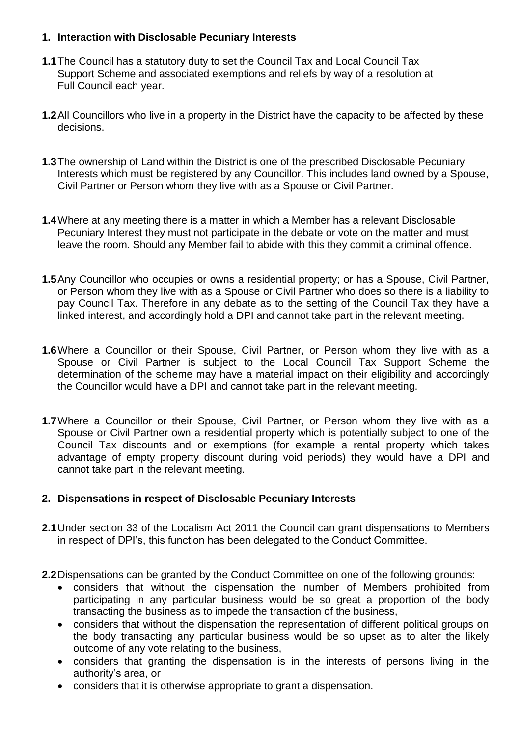## 1. Interaction with Disclosable Pecuniary Interests

**1.1** The Council has a statutory duty to set the Council Tax and Local Council Tax Support Scheme and associated exemptions and reliefs by way of a resolution at Full Council each year.

**1.2** All Councillors who live in a property in the District have the capacity to be affected by these decisions.

**1.3** The ownership of Land within the District is one of the prescribed Disclosable Pecuniary Interests which must be registered by any Councillor. This includes land owned by a Spouse, Civil Partner or Person whom they live with as a Spouse or Civil Partner.

**1.4** Where at any meeting there is a matter in which a Member has a relevant Disclosable Pecuniary Interest they must not participate in the debate or vote on the matter and must leave the room. Should any Member fail to abide with this they commit a criminal offence.

**1.5** Any Councillor who occupies or owns a residential property; or has a Spouse, Civil Partner, or Person whom they live with as a Spouse or Civil Partner who does so there is a liability to pay Council Tax. Therefore in any debate as to the setting of the Council Tax they have a linked interest, and accordingly hold a DPI and cannot take part in the relevant meeting.

**1.6** Where a Councillor or their Spouse, Civil Partner, or Person whom they live with as a Spouse or Civil Partner is subject to the Local Council Tax Support Scheme the determination of the scheme may have a material impact on their eligibility and accordingly the Councillor would have a DPI and cannot take part in the relevant meeting.

**1.7** Where a Councillor or their Spouse, Civil Partner, or Person whom they live with as a Spouse or Civil Partner own a residential property which is potentially subject to one of the Council Tax discounts and or exemptions (for example a rental property which takes advantage of empty property discount during void periods) they would have a DPI and cannot take part in the relevant meeting.

## 2. Dispensations in respect of Disclosable Pecuniary Interests

**2.1** Under section 33 of the Localism Act 2011 the Council can grant dispensations to Members in respect of DPI's, this function has been delegated to the Conduct Committee.

**2.2** Dispensations can be granted by the Conduct Committee on one of the following grounds:

- considers that without the dispensation the number of Members prohibited from participating in any particular business would be so great a proportion of the body transacting the business as to impede the transaction of the business,
- considers that without the dispensation the representation of different political groups on the body transacting any particular business would be so upset as to alter the likely outcome of any vote relating to the business,
- considers that granting the dispensation is in the interests of persons living in the authority's area, or
- considers that it is otherwise appropriate to grant a dispensation.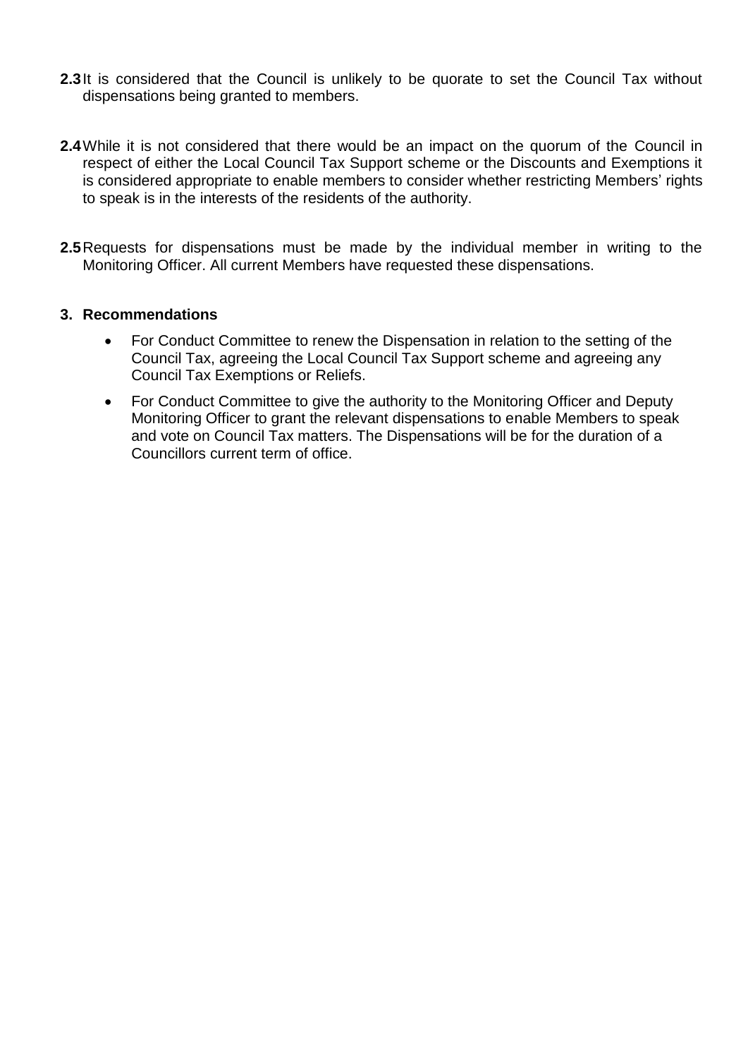**2.3** It is considered that the Council is unlikely to be quorate to set the Council Tax without dispensations being granted to members.

**2.4** While it is not considered that there would be an impact on the quorum of the Council in respect of either the Local Council Tax Support scheme or the Discounts and Exemptions it is considered appropriate to enable members to consider whether restricting Members' rights to speak is in the interests of the residents of the authority.

**2.5** Requests for dispensations must be made by the individual member in writing to the Monitoring Officer. All current Members have requested these dispensations.

## 3. Recommendations

- For Conduct Committee to renew the Dispensation in relation to the setting of the Council Tax, agreeing the Local Council Tax Support scheme and agreeing any Council Tax Exemptions or Reliefs.
- For Conduct Committee to give the authority to the Monitoring Officer and Deputy Monitoring Officer to grant the relevant dispensations to enable Members to speak and vote on Council Tax matters. The Dispensations will be for the duration of a Councillors current term of office.